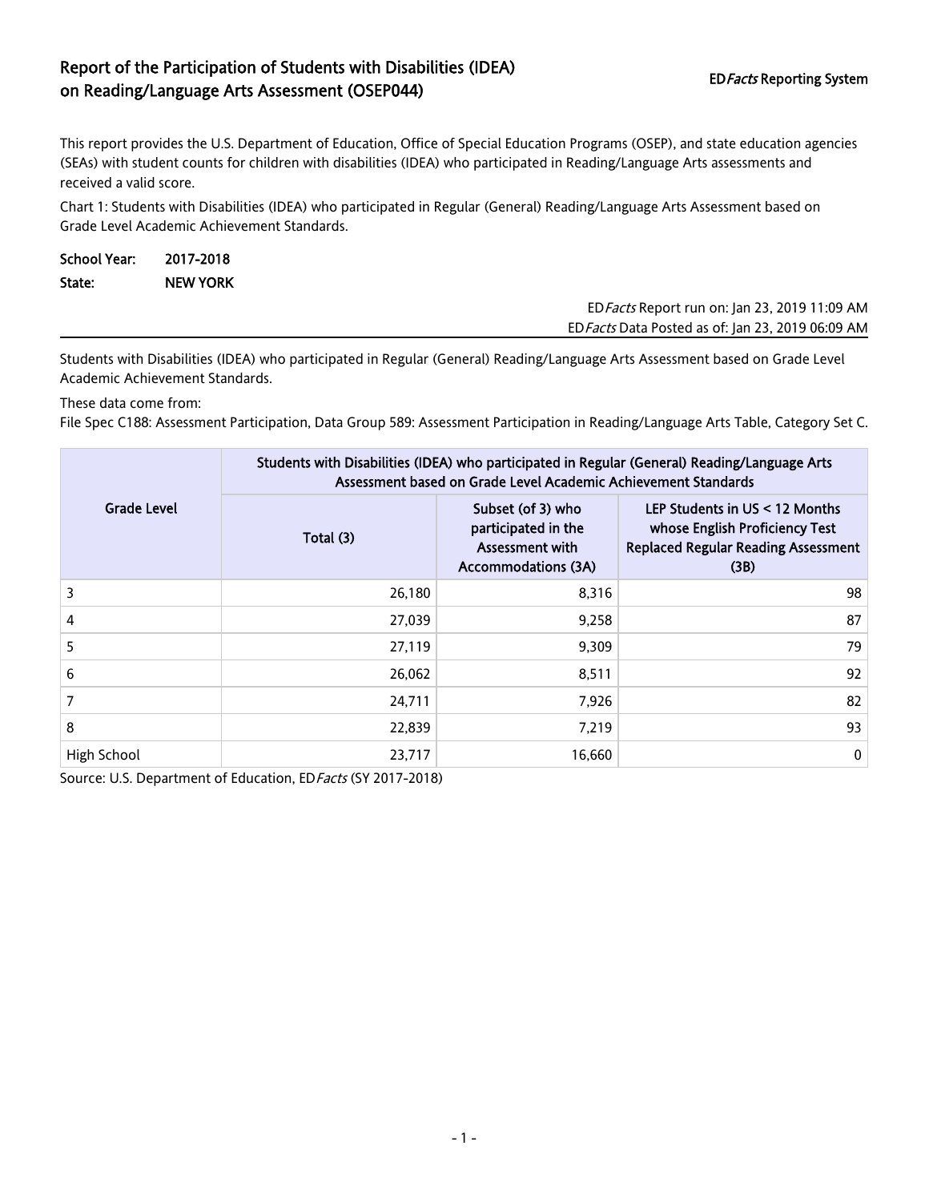# Report of the Participation of Students with Disabilities (IDEA) on Reading/Language Arts Assessment (OSEP044)

ED*Facts* Reporting System

This report provides the U.S. Department of Education, Office of Special Education Programs (OSEP), and state education agencies (SEAs) with student counts for children with disabilities (IDEA) who participated in Reading/Language Arts assessments and received a valid score.

Chart 1: Students with Disabilities (IDEA) who participated in Regular (General) Reading/Language Arts Assessment based on Grade Level Academic Achievement Standards.

**School Year:** **2017-2018**

**State:** **NEW YORK**

ED*Facts* Report run on: Jan 23, 2019 11:09 AM
ED*Facts* Data Posted as of: Jan 23, 2019 06:09 AM

Students with Disabilities (IDEA) who participated in Regular (General) Reading/Language Arts Assessment based on Grade Level Academic Achievement Standards.

These data come from:
File Spec C188: Assessment Participation, Data Group 589: Assessment Participation in Reading/Language Arts Table, Category Set C.

| Grade Level | Students with Disabilities (IDEA) who participated in Regular (General) Reading/Language Arts Assessment based on Grade Level Academic Achievement Standards | | |
|---|---|---|---|
| | Total (3) | Subset (of 3) who participated in the Assessment with Accommodations (3A) | LEP Students in US < 12 Months whose English Proficiency Test Replaced Regular Reading Assessment (3B) |
| 3 | 26,180 | 8,316 | 98 |
| 4 | 27,039 | 9,258 | 87 |
| 5 | 27,119 | 9,309 | 79 |
| 6 | 26,062 | 8,511 | 92 |
| 7 | 24,711 | 7,926 | 82 |
| 8 | 22,839 | 7,219 | 93 |
| High School | 23,717 | 16,660 | 0 |

Source: U.S. Department of Education, ED*Facts* (SY 2017-2018)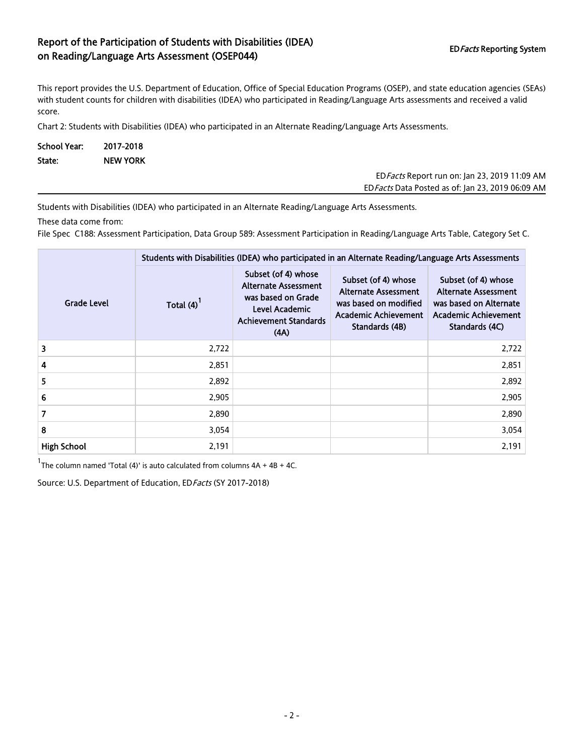# Report of the Participation of Students with Disabilities (IDEA) on Reading/Language Arts Assessment (OSEP044)

ED*Facts* Reporting System

This report provides the U.S. Department of Education, Office of Special Education Programs (OSEP), and state education agencies (SEAs) with student counts for children with disabilities (IDEA) who participated in Reading/Language Arts assessments and received a valid score.

Chart 2: Students with Disabilities (IDEA) who participated in an Alternate Reading/Language Arts Assessments.

**School Year:** 2017-2018

**State:** NEW YORK

ED*Facts* Report run on: Jan 23, 2019 11:09 AM
ED*Facts* Data Posted as of: Jan 23, 2019 06:09 AM

Students with Disabilities (IDEA) who participated in an Alternate Reading/Language Arts Assessments.

These data come from:

File Spec C188: Assessment Participation, Data Group 589: Assessment Participation in Reading/Language Arts Table, Category Set C.

| Grade Level | Students with Disabilities (IDEA) who participated in an Alternate Reading/Language Arts Assessments | | | |
|---|---|---|---|---|
| | Total (4)[1] | Subset (of 4) whose Alternate Assessment was based on Grade Level Academic Achievement Standards (4A) | Subset (of 4) whose Alternate Assessment was based on modified Academic Achievement Standards (4B) | Subset (of 4) whose Alternate Assessment was based on Alternate Academic Achievement Standards (4C) |
| 3 | 2,722 | | | 2,722 |
| 4 | 2,851 | | | 2,851 |
| 5 | 2,892 | | | 2,892 |
| 6 | 2,905 | | | 2,905 |
| 7 | 2,890 | | | 2,890 |
| 8 | 3,054 | | | 3,054 |
| High School | 2,191 | | | 2,191 |

[1]The column named 'Total (4)' is auto calculated from columns 4A + 4B + 4C.

Source: U.S. Department of Education, ED*Facts* (SY 2017-2018)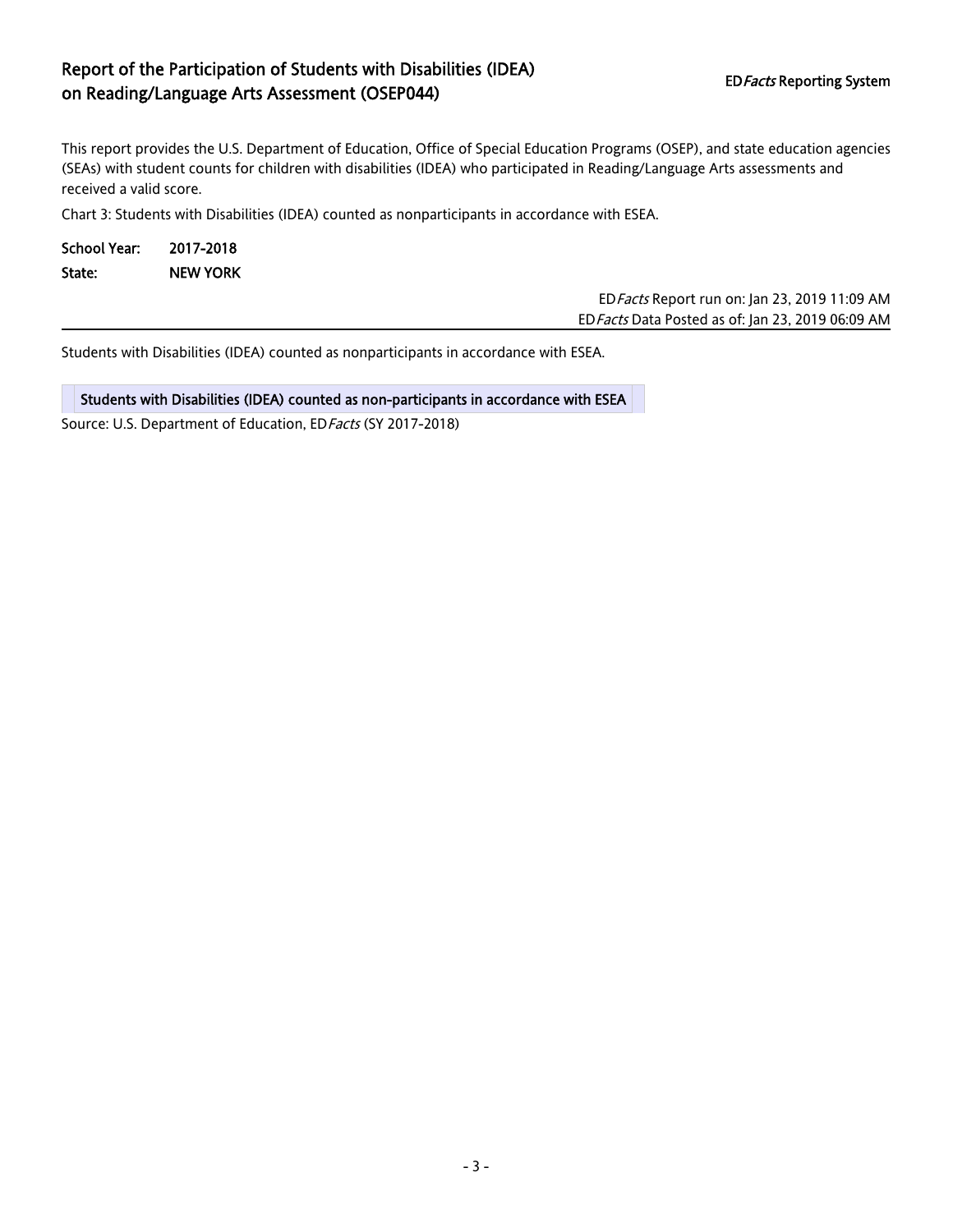# Report of the Participation of Students with Disabilities (IDEA) on Reading/Language Arts Assessment (OSEP044)

**ED*Facts* Reporting System**

This report provides the U.S. Department of Education, Office of Special Education Programs (OSEP), and state education agencies (SEAs) with student counts for children with disabilities (IDEA) who participated in Reading/Language Arts assessments and received a valid score.

Chart 3: Students with Disabilities (IDEA) counted as nonparticipants in accordance with ESEA.

**School Year:** **2017-2018**

**State:** **NEW YORK**

ED*Facts* Report run on: Jan 23, 2019 11:09 AM
ED*Facts* Data Posted as of: Jan 23, 2019 06:09 AM

Students with Disabilities (IDEA) counted as nonparticipants in accordance with ESEA.

| | Students with Disabilities (IDEA) counted as non-participants in accordance with ESEA |
|---|---|

Source: U.S. Department of Education, ED*Facts* (SY 2017-2018)